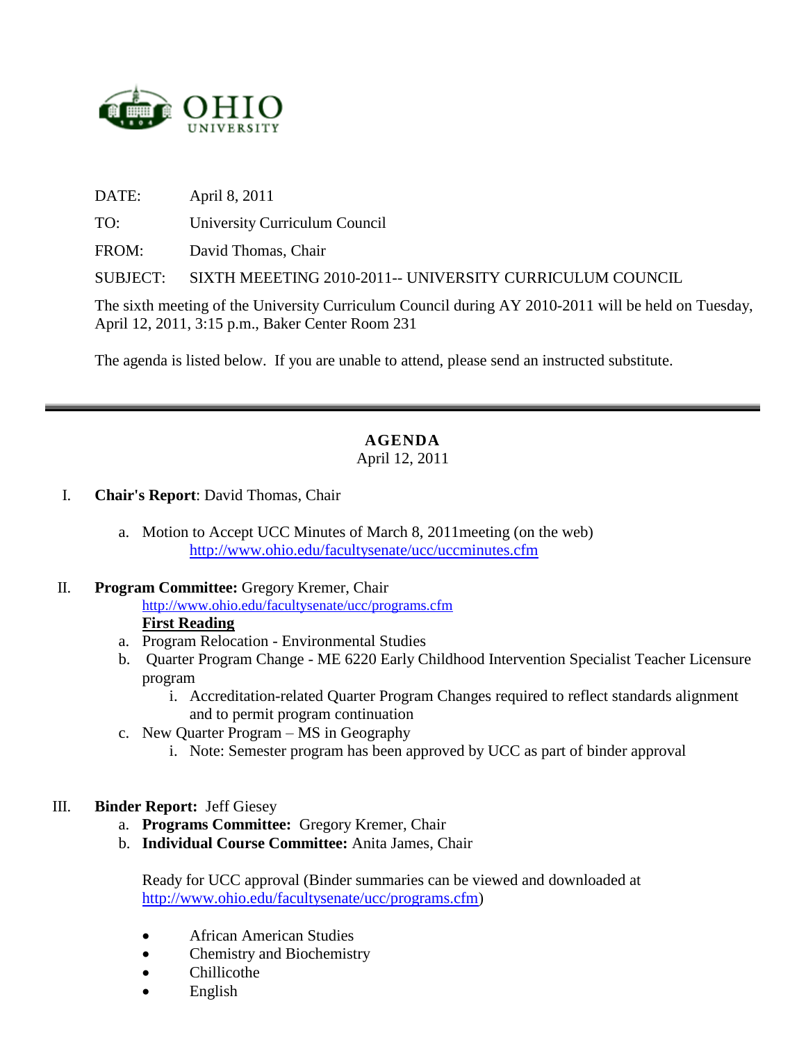OHIO UNIVERSITY

DATE: April 8, 2011

TO: University Curriculum Council

FROM: David Thomas, Chair

SUBJECT: SIXTH MEEETING 2010-2011-- UNIVERSITY CURRICULUM COUNCIL

The sixth meeting of the University Curriculum Council during AY 2010-2011 will be held on Tuesday, April 12, 2011, 3:15 p.m., Baker Center Room 231

The agenda is listed below. If you are unable to attend, please send an instructed substitute.

---

## AGENDA

April 12, 2011

I. **Chair's Report**: David Thomas, Chair

   a. Motion to Accept UCC Minutes of March 8, 2011meeting (on the web)
      http://www.ohio.edu/facultysenate/ucc/uccminutes.cfm

II. **Program Committee:** Gregory Kremer, Chair
   http://www.ohio.edu/facultysenate/ucc/programs.cfm

   **First Reading**

   a. Program Relocation - Environmental Studies
   b. Quarter Program Change - ME 6220 Early Childhood Intervention Specialist Teacher Licensure program
      i. Accreditation-related Quarter Program Changes required to reflect standards alignment and to permit program continuation
   c. New Quarter Program – MS in Geography
      i. Note: Semester program has been approved by UCC as part of binder approval

III. **Binder Report:** Jeff Giesey

   a. **Programs Committee:** Gregory Kremer, Chair
   b. **Individual Course Committee:** Anita James, Chair

   Ready for UCC approval (Binder summaries can be viewed and downloaded at http://www.ohio.edu/facultysenate/ucc/programs.cfm)

   - African American Studies
   - Chemistry and Biochemistry
   - Chillicothe
   - English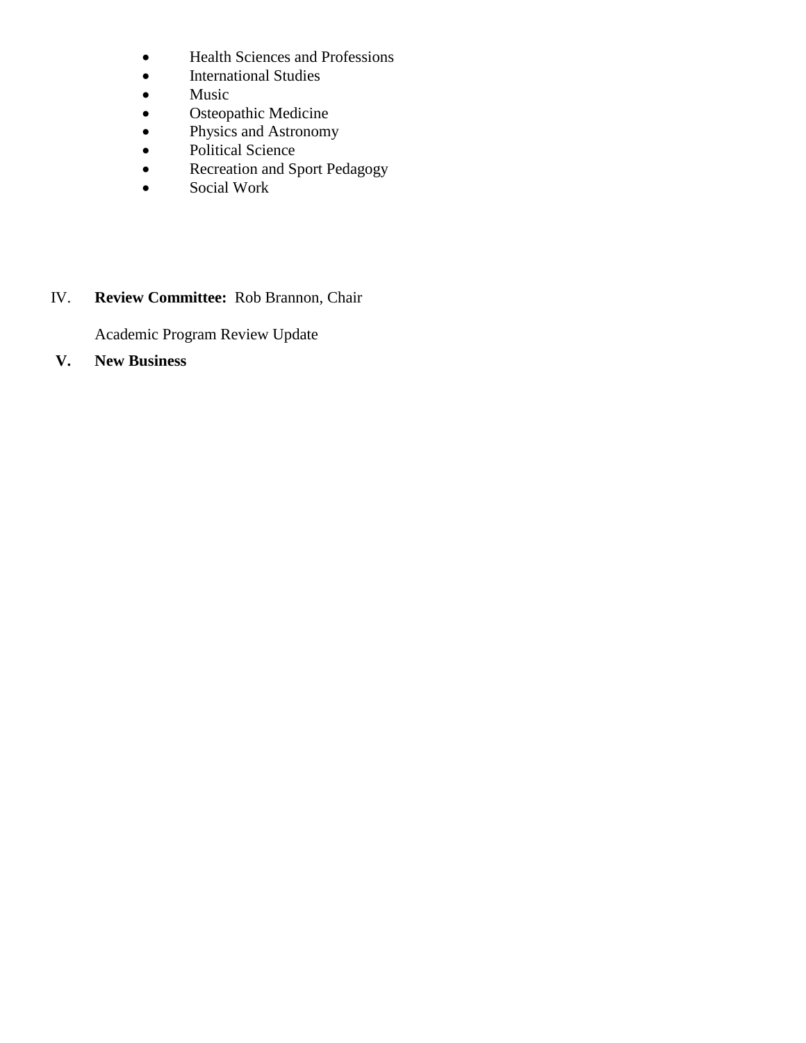- Health Sciences and Professions
- International Studies
- Music
- Osteopathic Medicine
- Physics and Astronomy
- Political Science
- Recreation and Sport Pedagogy
- Social Work

IV. **Review Committee:** Rob Brannon, Chair

Academic Program Review Update

**V. New Business**